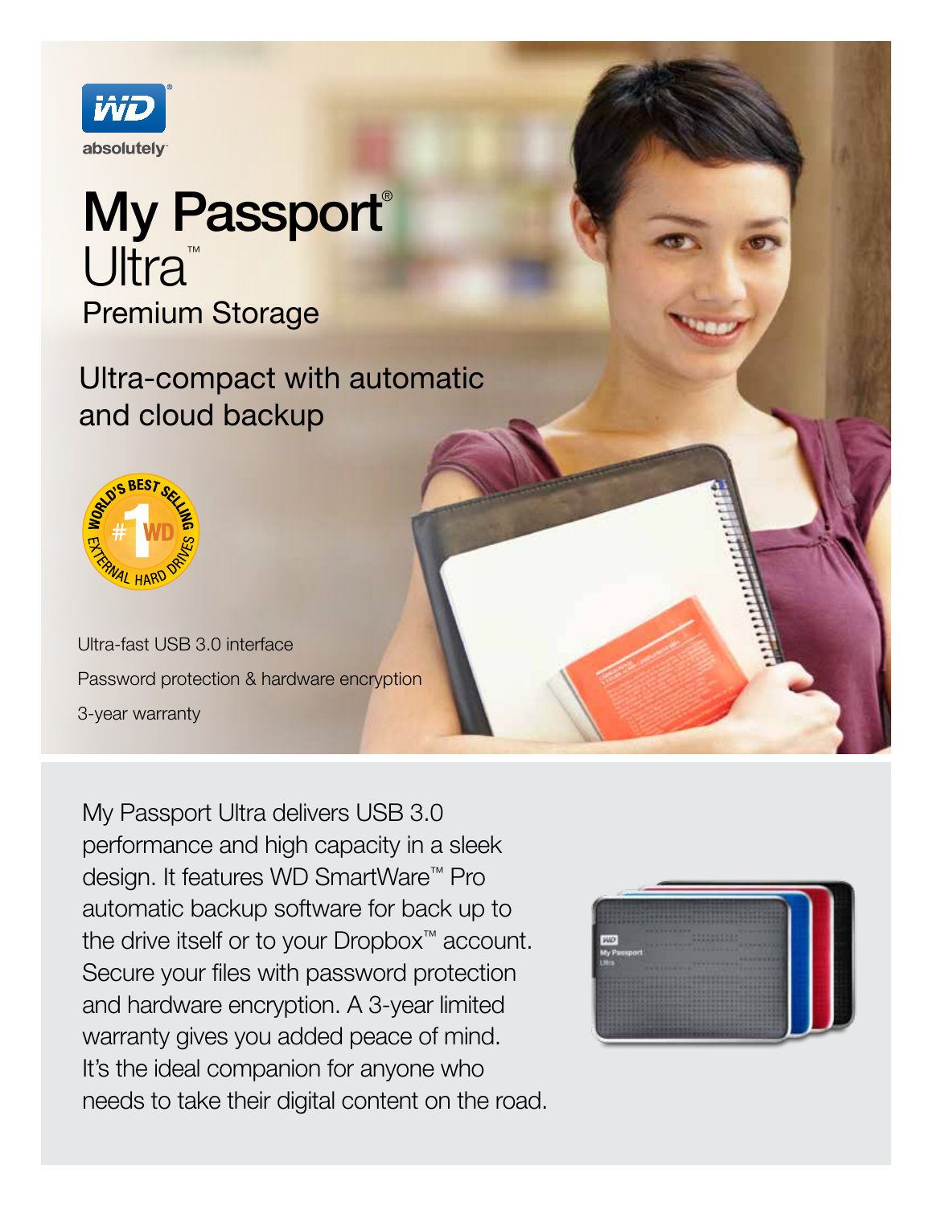WD absolutely

# My Passport® Ultra™

## Premium Storage

## Ultra-compact with automatic and cloud backup

World's Best Selling #1 WD External Hard Drives

Ultra-fast USB 3.0 interface

Password protection & hardware encryption

3-year warranty

My Passport Ultra delivers USB 3.0 performance and high capacity in a sleek design. It features WD SmartWare™ Pro automatic backup software for back up to the drive itself or to your Dropbox™ account. Secure your files with password protection and hardware encryption. A 3-year limited warranty gives you added peace of mind. It's the ideal companion for anyone who needs to take their digital content on the road.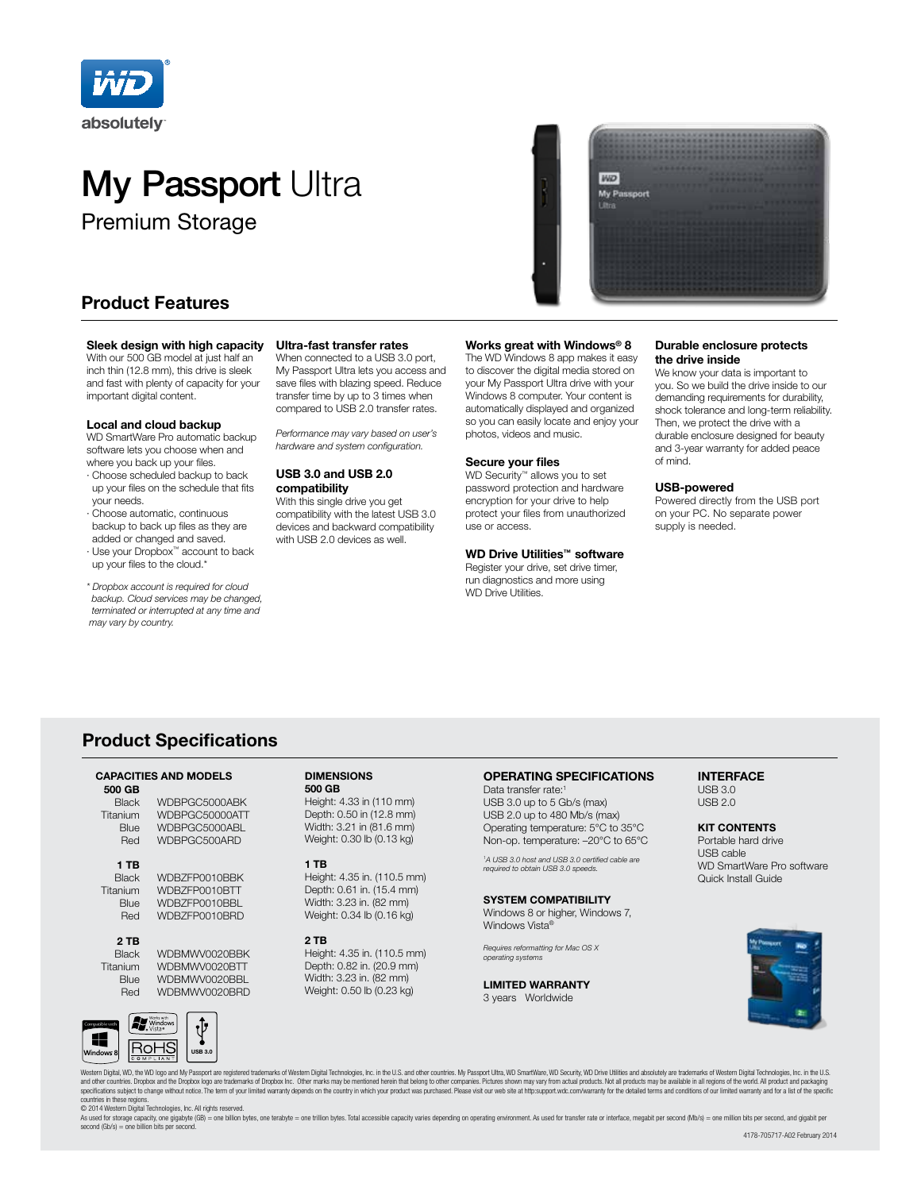# My Passport Ultra

Premium Storage

## Product Features

### Sleek design with high capacity

With our 500 GB model at just half an inch thin (12.8 mm), this drive is sleek and fast with plenty of capacity for your important digital content.

### Local and cloud backup

WD SmartWare Pro automatic backup software lets you choose when and where you back up your files.

- Choose scheduled backup to back up your files on the schedule that fits your needs.
- Choose automatic, continuous backup to back up files as they are added or changed and saved.
- Use your Dropbox™ account to back up your files to the cloud.*

*\* Dropbox account is required for cloud backup. Cloud services may be changed, terminated or interrupted at any time and may vary by country.*

### Ultra-fast transfer rates

When connected to a USB 3.0 port, My Passport Ultra lets you access and save files with blazing speed. Reduce transfer time by up to 3 times when compared to USB 2.0 transfer rates.

*Performance may vary based on user's hardware and system configuration.*

### USB 3.0 and USB 2.0 compatibility

With this single drive you get compatibility with the latest USB 3.0 devices and backward compatibility with USB 2.0 devices as well.

### Works great with Windows® 8

The WD Windows 8 app makes it easy to discover the digital media stored on your My Passport Ultra drive with your Windows 8 computer. Your content is automatically displayed and organized so you can easily locate and enjoy your photos, videos and music.

### Secure your files

WD Security™ allows you to set password protection and hardware encryption for your drive to help protect your files from unauthorized use or access.

### WD Drive Utilities™ software

Register your drive, set drive timer, run diagnostics and more using WD Drive Utilities.

### Durable enclosure protects the drive inside

We know your data is important to you. So we build the drive inside to our demanding requirements for durability, shock tolerance and long-term reliability. Then, we protect the drive with a durable enclosure designed for beauty and 3-year warranty for added peace of mind.

### USB-powered

Powered directly from the USB port on your PC. No separate power supply is needed.

## Product Specifications

### CAPACITIES AND MODELS

**500 GB**

| | |
|---|---|
| Black | WDBPGC5000ABK |
| Titanium | WDBPGC50000ATT |
| Blue | WDBPGC5000ABL |
| Red | WDBPGC500ARD |

**1 TB**

| | |
|---|---|
| Black | WDBZFP0010BBK |
| Titanium | WDBZFP0010BTT |
| Blue | WDBZFP0010BBL |
| Red | WDBZFP0010BRD |

**2 TB**

| | |
|---|---|
| Black | WDBMWV0020BBK |
| Titanium | WDBMWV0020BTT |
| Blue | WDBMWV0020BBL |
| Red | WDBMWV0020BRD |

### DIMENSIONS

**500 GB**

Height: 4.33 in (110 mm)
Depth: 0.50 in (12.8 mm)
Width: 3.21 in (81.6 mm)
Weight: 0.30 lb (0.13 kg)

**1 TB**

Height: 4.35 in. (110.5 mm)
Depth: 0.61 in. (15.4 mm)
Width: 3.23 in. (82 mm)
Weight: 0.34 lb (0.16 kg)

**2 TB**

Height: 4.35 in. (110.5 mm)
Depth: 0.82 in. (20.9 mm)
Width: 3.23 in. (82 mm)
Weight: 0.50 lb (0.23 kg)

### OPERATING SPECIFICATIONS

Data transfer rate:[1]
USB 3.0 up to 5 Gb/s (max)
USB 2.0 up to 480 Mb/s (max)
Operating temperature: 5°C to 35°C
Non-op. temperature: –20°C to 65°C

*[1] A USB 3.0 host and USB 3.0 certified cable are required to obtain USB 3.0 speeds.*

### SYSTEM COMPATIBILITY

Windows 8 or higher, Windows 7, Windows Vista®

*Requires reformatting for Mac OS X operating systems*

### LIMITED WARRANTY

3 years Worldwide

### INTERFACE

USB 3.0
USB 2.0

### KIT CONTENTS

Portable hard drive
USB cable
WD SmartWare Pro software
Quick Install Guide

Compatible with Windows 8 | Works with Windows Vista | RoHS COMPLIANT | USB 3.0

Western Digital, WD, the WD logo and My Passport are registered trademarks of Western Digital Technologies, Inc. in the U.S. and other countries. My Passport Ultra, WD SmartWare, WD Security, WD Drive Utilities and absolutely are trademarks of Western Digital Technologies, Inc. in the U.S. and other countries. Dropbox and the Dropbox logo are trademarks of Dropbox Inc. Other marks may be mentioned herein that belong to other companies. Pictures shown may vary from actual products. Not all products may be available in all regions of the world. All product and packaging specifications subject to change without notice. The term of your limited warranty depends on the country in which your product was purchased. Please visit our web site at http:support.wdc.com/warranty for the detailed terms and conditions of our limited warranty and for a list of the specific countries in these regions.

© 2014 Western Digital Technologies, Inc. All rights reserved.

As used for storage capacity, one gigabyte (GB) = one billion bytes, one terabyte = one trillion bytes. Total accessible capacity varies depending on operating environment. As used for transfer rate or interface, megabit per second (Mb/s) = one million bits per second, and gigabit per second (Gb/s) = one billion bits per second.

4178-705717-A02 February 2014